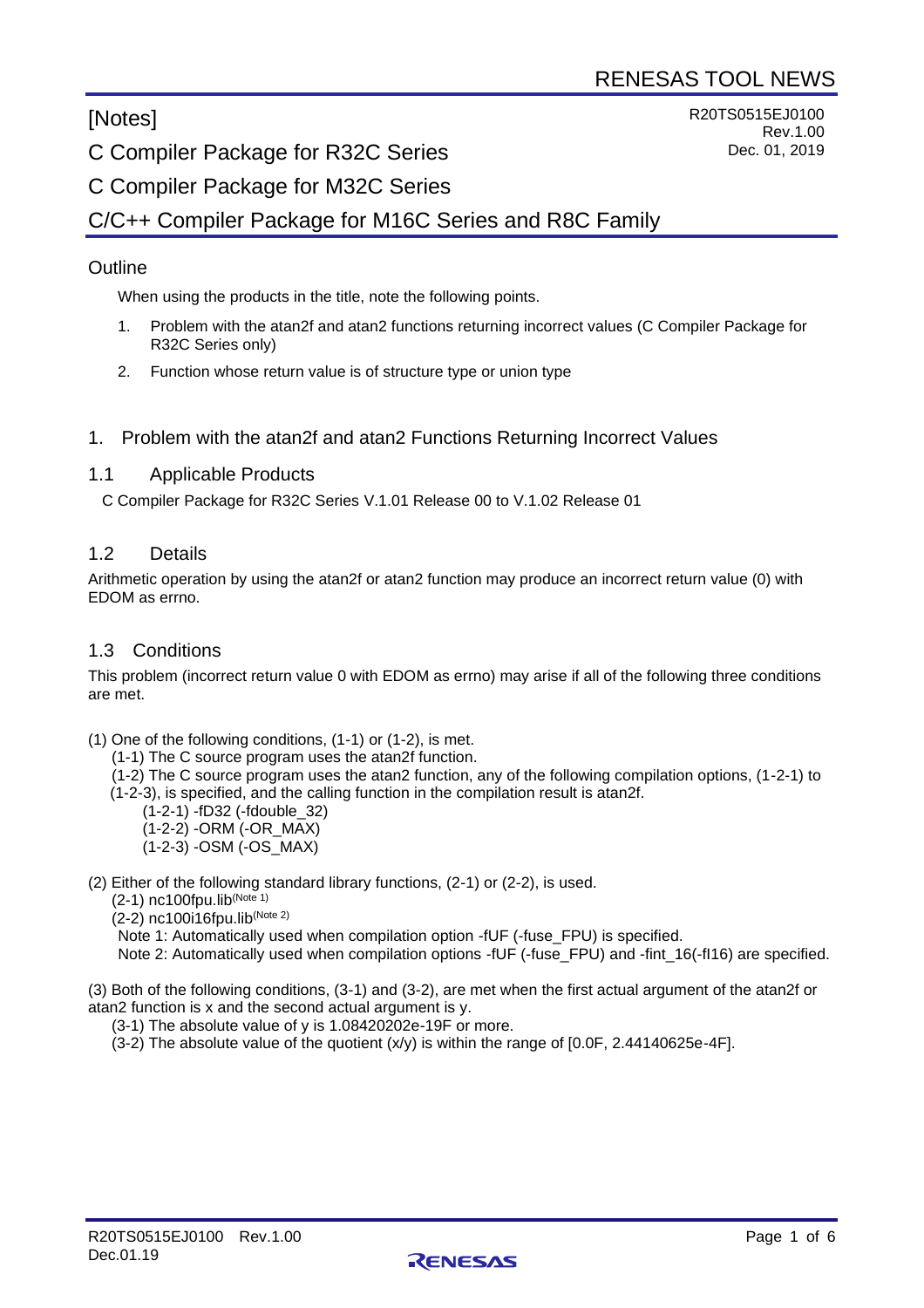RENESAS TOOL NEWS

# [Notes]

R20TS0515EJ0100
Rev.1.00
Dec. 01, 2019

# C Compiler Package for R32C Series

# C Compiler Package for M32C Series

# C/C++ Compiler Package for M16C Series and R8C Family

## Outline

When using the products in the title, note the following points.

1. Problem with the atan2f and atan2 functions returning incorrect values (C Compiler Package for R32C Series only)
2. Function whose return value is of structure type or union type

## 1. Problem with the atan2f and atan2 Functions Returning Incorrect Values

### 1.1 Applicable Products

C Compiler Package for R32C Series V.1.01 Release 00 to V.1.02 Release 01

### 1.2 Details

Arithmetic operation by using the atan2f or atan2 function may produce an incorrect return value (0) with EDOM as errno.

### 1.3 Conditions

This problem (incorrect return value 0 with EDOM as errno) may arise if all of the following three conditions are met.

(1) One of the following conditions, (1-1) or (1-2), is met.
  (1-1) The C source program uses the atan2f function.
  (1-2) The C source program uses the atan2 function, any of the following compilation options, (1-2-1) to (1-2-3), is specified, and the calling function in the compilation result is atan2f.
    (1-2-1) -fD32 (-fdouble_32)
    (1-2-2) -ORM (-OR_MAX)
    (1-2-3) -OSM (-OS_MAX)

(2) Either of the following standard library functions, (2-1) or (2-2), is used.
  (2-1) nc100fpu.lib(Note 1)
  (2-2) nc100i16fpu.lib(Note 2)
  Note 1: Automatically used when compilation option -fUF (-fuse_FPU) is specified.
  Note 2: Automatically used when compilation options -fUF (-fuse_FPU) and -fint_16(-fI16) are specified.

(3) Both of the following conditions, (3-1) and (3-2), are met when the first actual argument of the atan2f or atan2 function is x and the second actual argument is y.
  (3-1) The absolute value of y is 1.08420202e-19F or more.
  (3-2) The absolute value of the quotient (x/y) is within the range of [0.0F, 2.44140625e-4F].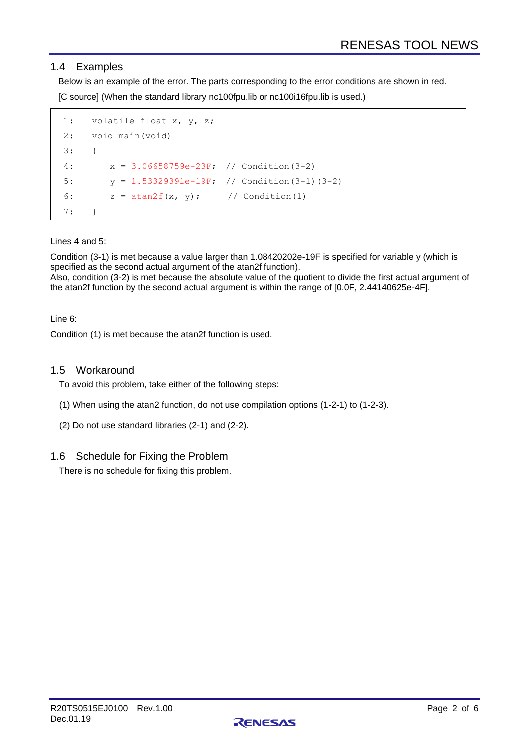## 1.4 Examples

Below is an example of the error. The parts corresponding to the error conditions are shown in red.

[C source] (When the standard library nc100fpu.lib or nc100i16fpu.lib is used.)

```
1:  volatile float x, y, z;
2:  void main(void)
3:  {
4:      x = 3.06658759e-23F;  // Condition(3-2)
5:      y = 1.53329391e-19F;  // Condition(3-1)(3-2)
6:      z = atan2f(x, y);      // Condition(1)
7:  }
```

Lines 4 and 5:

Condition (3-1) is met because a value larger than 1.08420202e-19F is specified for variable y (which is specified as the second actual argument of the atan2f function).
Also, condition (3-2) is met because the absolute value of the quotient to divide the first actual argument of the atan2f function by the second actual argument is within the range of [0.0F, 2.44140625e-4F].

Line 6:

Condition (1) is met because the atan2f function is used.

## 1.5 Workaround

To avoid this problem, take either of the following steps:

(1) When using the atan2 function, do not use compilation options (1-2-1) to (1-2-3).

(2) Do not use standard libraries (2-1) and (2-2).

## 1.6 Schedule for Fixing the Problem

There is no schedule for fixing this problem.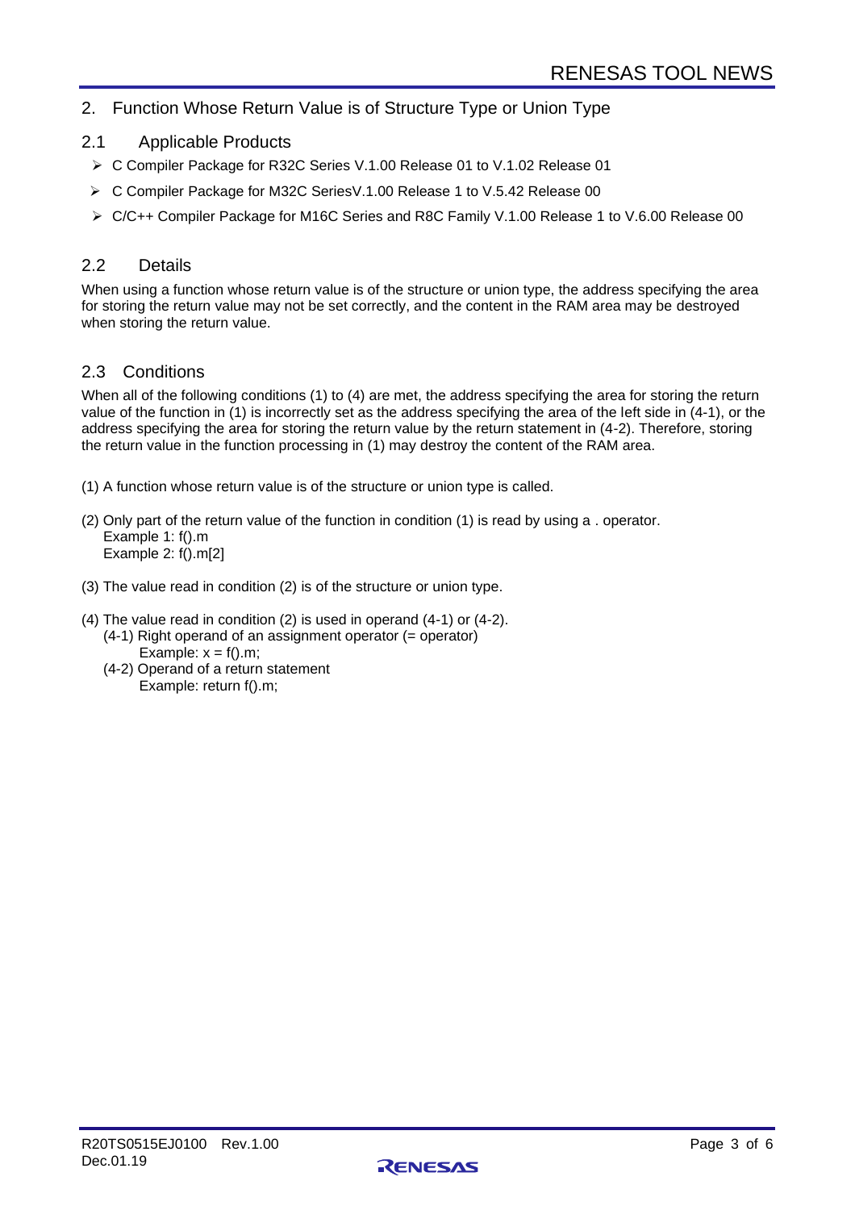## 2. Function Whose Return Value is of Structure Type or Union Type

### 2.1 Applicable Products

- C Compiler Package for R32C Series V.1.00 Release 01 to V.1.02 Release 01
- C Compiler Package for M32C SeriesV.1.00 Release 1 to V.5.42 Release 00
- C/C++ Compiler Package for M16C Series and R8C Family V.1.00 Release 1 to V.6.00 Release 00

### 2.2 Details

When using a function whose return value is of the structure or union type, the address specifying the area for storing the return value may not be set correctly, and the content in the RAM area may be destroyed when storing the return value.

### 2.3 Conditions

When all of the following conditions (1) to (4) are met, the address specifying the area for storing the return value of the function in (1) is incorrectly set as the address specifying the area of the left side in (4-1), or the address specifying the area for storing the return value by the return statement in (4-2). Therefore, storing the return value in the function processing in (1) may destroy the content of the RAM area.

(1) A function whose return value is of the structure or union type is called.

(2) Only part of the return value of the function in condition (1) is read by using a . operator.
  Example 1: f().m
  Example 2: f().m[2]

(3) The value read in condition (2) is of the structure or union type.

(4) The value read in condition (2) is used in operand (4-1) or (4-2).
  (4-1) Right operand of an assignment operator (= operator)
    Example: x = f().m;
  (4-2) Operand of a return statement
    Example: return f().m;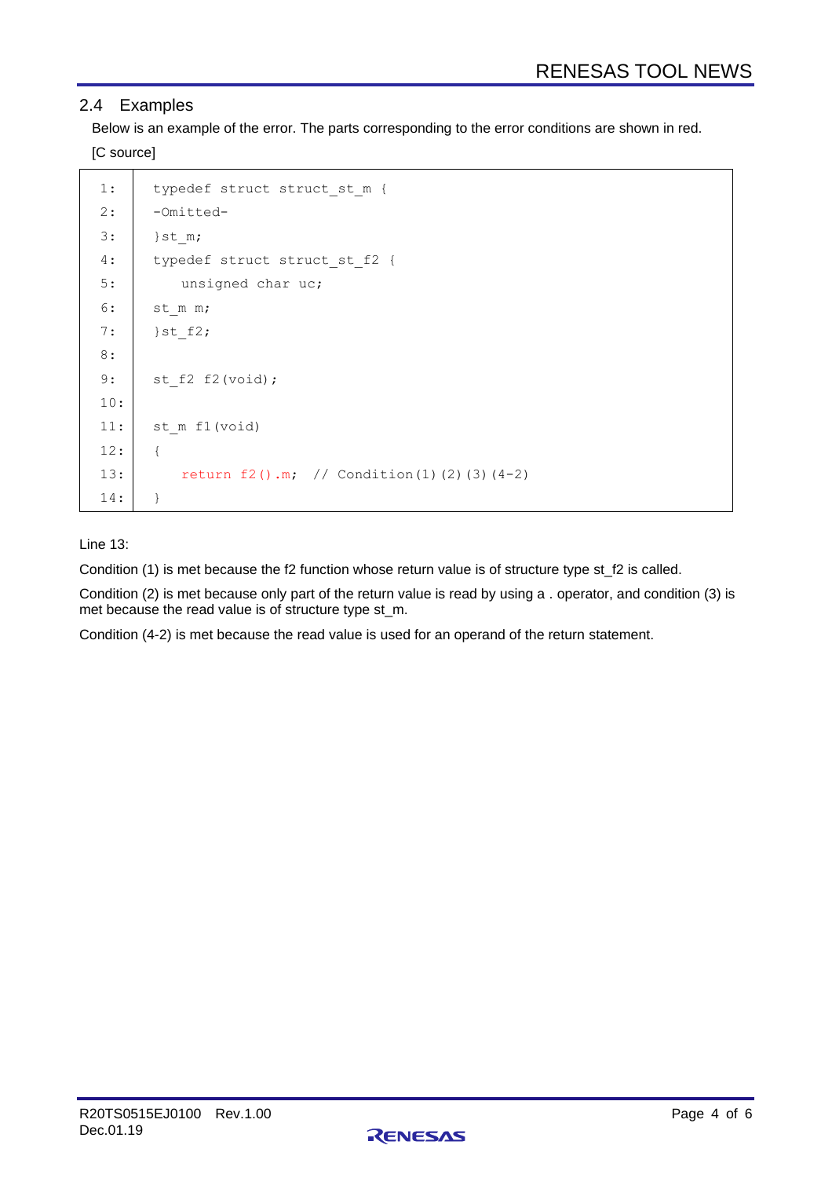## 2.4 Examples

Below is an example of the error. The parts corresponding to the error conditions are shown in red.

[C source]

```
 1:  typedef struct struct_st_m {
 2:  -Omitted-
 3:  }st_m;
 4:  typedef struct struct_st_f2 {
 5:      unsigned char uc;
 6:  st_m m;
 7:  }st_f2;
 8:
 9:  st_f2 f2(void);
10:
11:  st_m f1(void)
12:  {
13:      return f2().m;  // Condition(1)(2)(3)(4-2)
14:  }
```

Line 13:

Condition (1) is met because the f2 function whose return value is of structure type st_f2 is called.

Condition (2) is met because only part of the return value is read by using a . operator, and condition (3) is met because the read value is of structure type st_m.

Condition (4-2) is met because the read value is used for an operand of the return statement.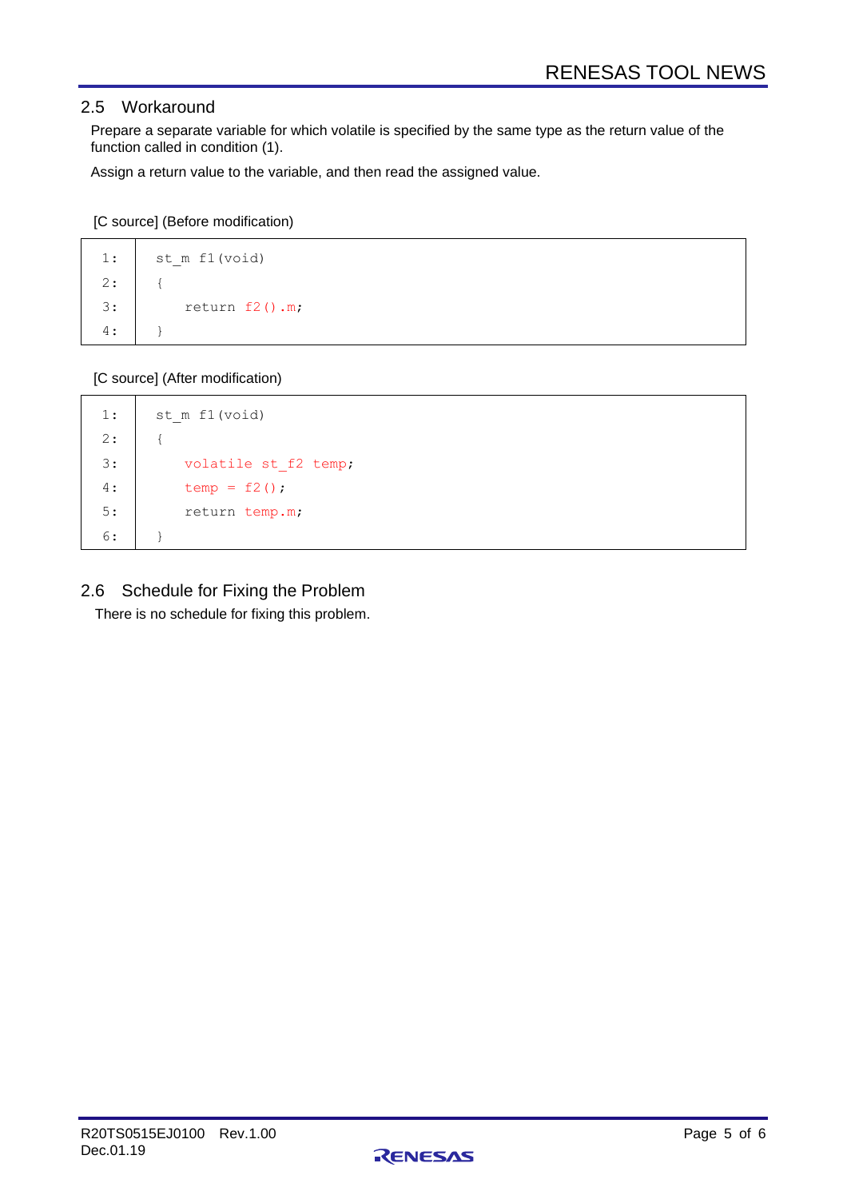## 2.5 Workaround

Prepare a separate variable for which volatile is specified by the same type as the return value of the function called in condition (1).

Assign a return value to the variable, and then read the assigned value.

[C source] (Before modification)

```
1:  st_m f1(void)
2:  {
3:      return f2().m;
4:  }
```

[C source] (After modification)

```
1:  st_m f1(void)
2:  {
3:      volatile st_f2 temp;
4:      temp = f2();
5:      return temp.m;
6:  }
```

## 2.6 Schedule for Fixing the Problem

There is no schedule for fixing this problem.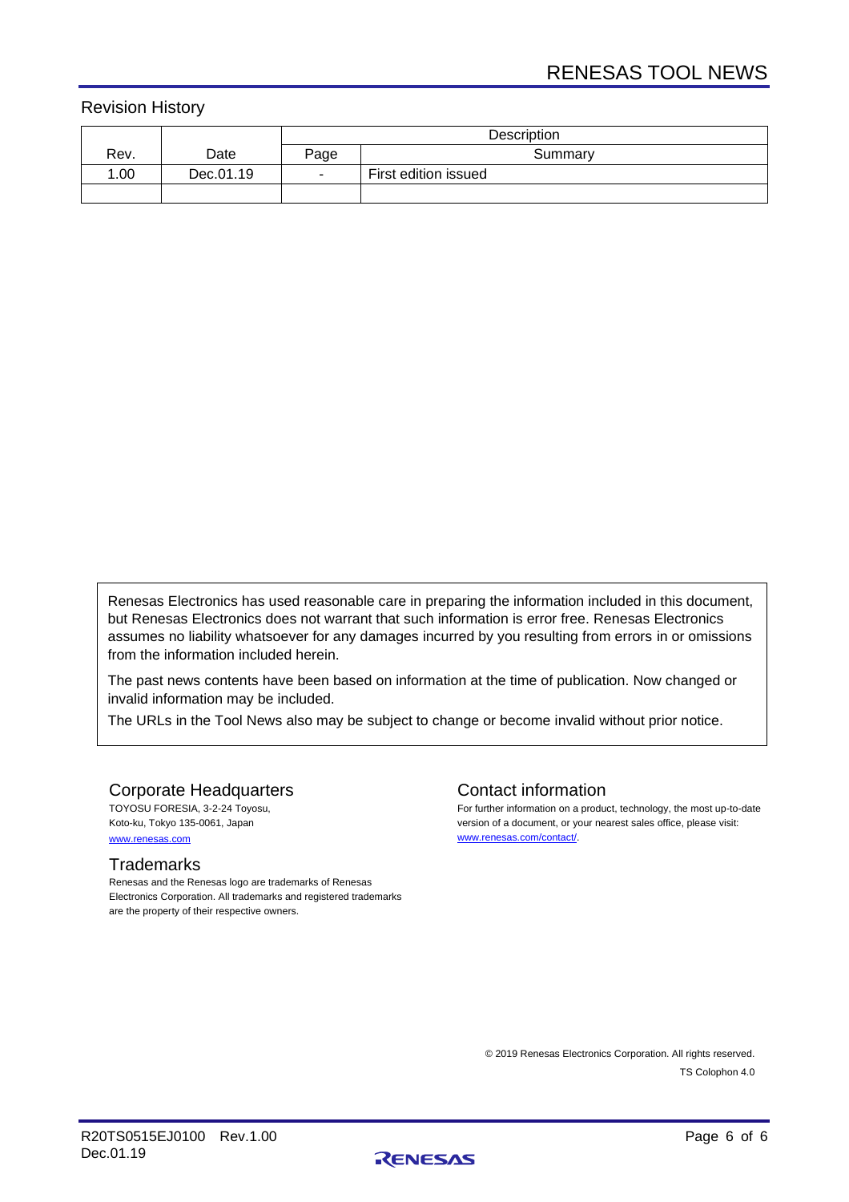## Revision History

| Rev. | Date | Description | |
|---|---|---|---|
| | | Page | Summary |
| 1.00 | Dec.01.19 | - | First edition issued |
| | | | |

Renesas Electronics has used reasonable care in preparing the information included in this document, but Renesas Electronics does not warrant that such information is error free. Renesas Electronics assumes no liability whatsoever for any damages incurred by you resulting from errors in or omissions from the information included herein.

The past news contents have been based on information at the time of publication. Now changed or invalid information may be included.

The URLs in the Tool News also may be subject to change or become invalid without prior notice.

### Corporate Headquarters

TOYOSU FORESIA, 3-2-24 Toyosu,
Koto-ku, Tokyo 135-0061, Japan
www.renesas.com

### Trademarks

Renesas and the Renesas logo are trademarks of Renesas Electronics Corporation. All trademarks and registered trademarks are the property of their respective owners.

### Contact information

For further information on a product, technology, the most up-to-date version of a document, or your nearest sales office, please visit: www.renesas.com/contact/.

© 2019 Renesas Electronics Corporation. All rights reserved.
TS Colophon 4.0